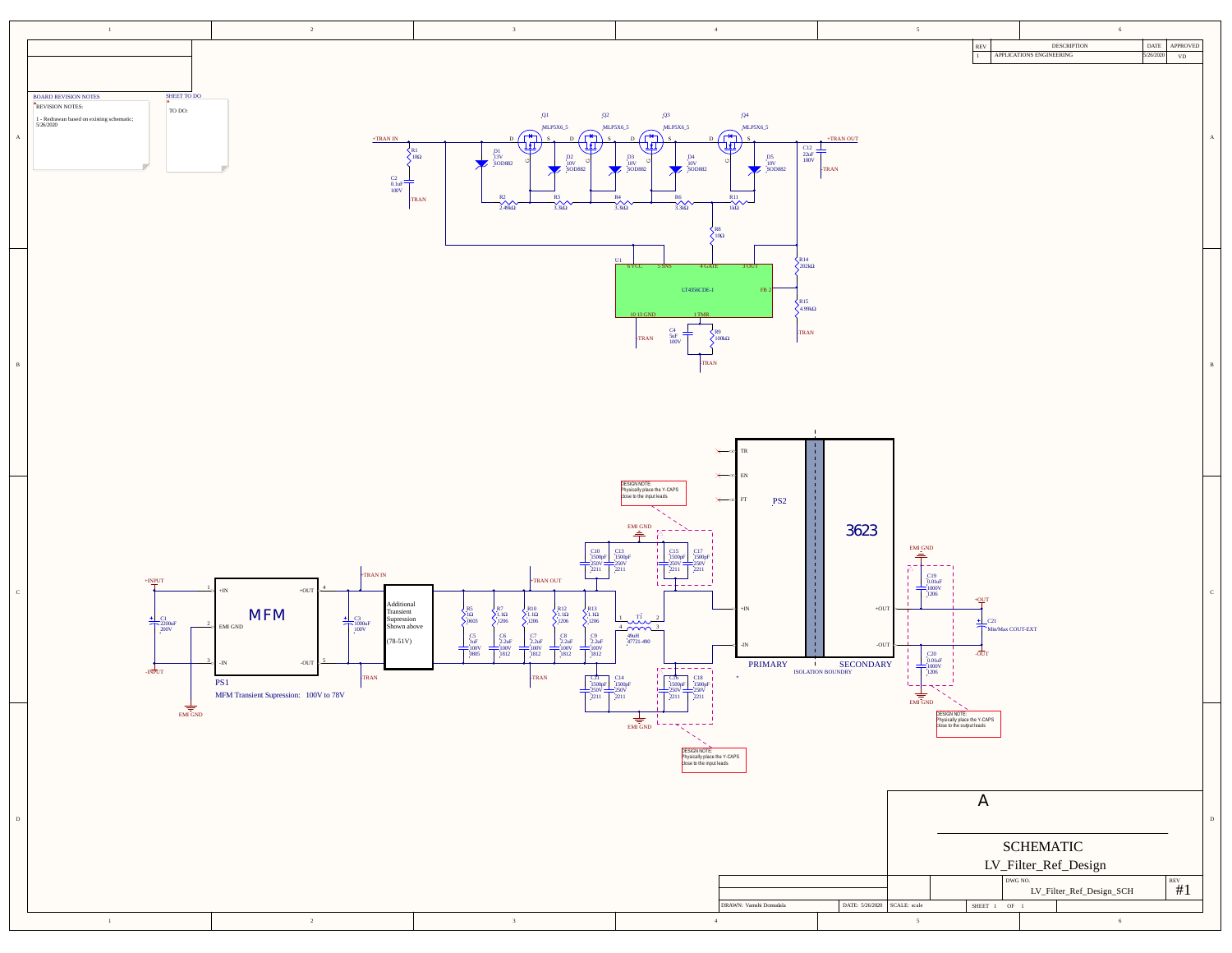| REV | DESCRIPTION | DATE | APPROVED |
| --- | --- | --- | --- |
| 1 | APPLICATIONS ENGINEERING | 5/26/2020 | VD |

**BOARD REVISION NOTES**

REVISION NOTES:

1 - Redrawn based on existing schematic; 5/26/2020

**SHEET TO DO**

TO DO:

+TRAN IN, +TRAN OUT, -TRAN

Q1, Q2, Q3, Q4: MLP5X6_5

D1: 33V SOD882; D2, D3, D4, D5: 10V SOD882

R1 10Ω; R2 2.49kΩ; R3 3.3kΩ; R4 3.3kΩ; R6 3.3kΩ; R11 1kΩ; R8 10Ω

C2 0.1uF 100V; C12 22uF 100V

U1 LT4356CDE-1: 6 VCC, 5 SNS, 4 GATE, 3 OUT, FB 2, 10 13 GND, 1 TMR

C4 5uF 100V; R9 100kΩ; R14 205kΩ; R15 4.99kΩ

PS1 MFM: +IN, EMI GND, -IN, +OUT, -OUT

MFM Transient Supression: 100V to 78V

C1 2200uF 200V; C3 1000uF 100V

+INPUT, -INPUT, EMI GND

Additional Transient Supression Shown above (78-51V)

R5 1Ω 0603; R7 1.1Ω 1206; R10 1.1Ω 1206; R12 1.1Ω 1206; R13 1.1Ω 1206

C5 1uF 100V 0805; C6 2.2uF 100V 1812; C7 2.2uF 100V 1812; C8 2.2uF 100V 1812; C9 2.2uF 100V 1812

T1 49uH 47721-490

C10, C13, C15, C17, C11, C14, C16, C18: 1500pF 250V 2211

DESIGN NOTE: Physically place the Y-CAPS close to the input leads

PS2 3623: TR, EN, FT, +IN, -IN, +OUT, -OUT

PRIMARY — ISOLATION BOUNDRY — SECONDARY

C19 0.01uF 1000V 1206; C20 0.01uF 1000V 1206; C21 Min/Max COUT-EXT

+OUT, -OUT

DESIGN NOTE: Physically place the Y-CAPS close to the output leads

A

SCHEMATIC

LV_Filter_Ref_Design

DWG NO. LV_Filter_Ref_Design_SCH — REV #1

DRAWN: Varnshi Domudala — DATE: 5/26/2020 — SCALE: scale — SHEET 1 OF 1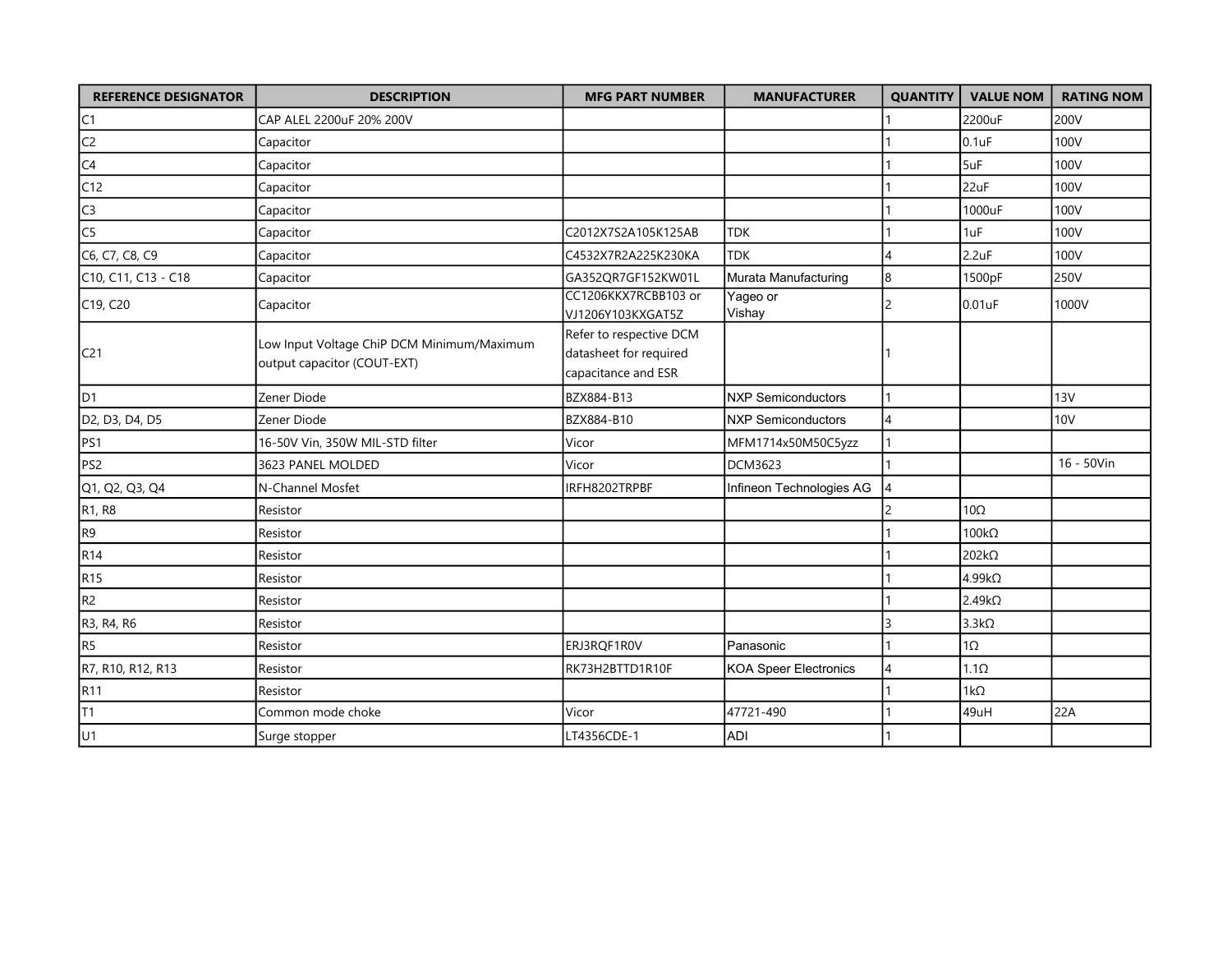| REFERENCE DESIGNATOR | DESCRIPTION | MFG PART NUMBER | MANUFACTURER | QUANTITY | VALUE NOM | RATING NOM |
|---|---|---|---|---|---|---|
| C1 | CAP ALEL 2200uF 20% 200V | | | 1 | 2200uF | 200V |
| C2 | Capacitor | | | 1 | 0.1uF | 100V |
| C4 | Capacitor | | | 1 | 5uF | 100V |
| C12 | Capacitor | | | 1 | 22uF | 100V |
| C3 | Capacitor | | | 1 | 1000uF | 100V |
| C5 | Capacitor | C2012X7S2A105K125AB | TDK | 1 | 1uF | 100V |
| C6, C7, C8, C9 | Capacitor | C4532X7R2A225K230KA | TDK | 4 | 2.2uF | 100V |
| C10, C11, C13 - C18 | Capacitor | GA352QR7GF152KW01L | Murata Manufacturing | 8 | 1500pF | 250V |
| C19, C20 | Capacitor | CC1206KKX7RCBB103 or VJ1206Y103KXGAT5Z | Yageo or Vishay | 2 | 0.01uF | 1000V |
| C21 | Low Input Voltage ChiP DCM Minimum/Maximum output capacitor (COUT-EXT) | Refer to respective DCM datasheet for required capacitance and ESR | | 1 | | |
| D1 | Zener Diode | BZX884-B13 | NXP Semiconductors | 1 | | 13V |
| D2, D3, D4, D5 | Zener Diode | BZX884-B10 | NXP Semiconductors | 4 | | 10V |
| PS1 | 16-50V Vin, 350W MIL-STD filter | Vicor | MFM1714x50M50C5yzz | 1 | | |
| PS2 | 3623 PANEL MOLDED | Vicor | DCM3623 | 1 | | 16 - 50Vin |
| Q1, Q2, Q3, Q4 | N-Channel Mosfet | IRFH8202TRPBF | Infineon Technologies AG | 4 | | |
| R1, R8 | Resistor | | | 2 | 10Ω | |
| R9 | Resistor | | | 1 | 100kΩ | |
| R14 | Resistor | | | 1 | 202kΩ | |
| R15 | Resistor | | | 1 | 4.99kΩ | |
| R2 | Resistor | | | 1 | 2.49kΩ | |
| R3, R4, R6 | Resistor | | | 3 | 3.3kΩ | |
| R5 | Resistor | ERJ3RQF1R0V | Panasonic | 1 | 1Ω | |
| R7, R10, R12, R13 | Resistor | RK73H2BTTD1R10F | KOA Speer Electronics | 4 | 1.1Ω | |
| R11 | Resistor | | | 1 | 1kΩ | |
| T1 | Common mode choke | Vicor | 47721-490 | 1 | 49uH | 22A |
| U1 | Surge stopper | LT4356CDE-1 | ADI | 1 | | |